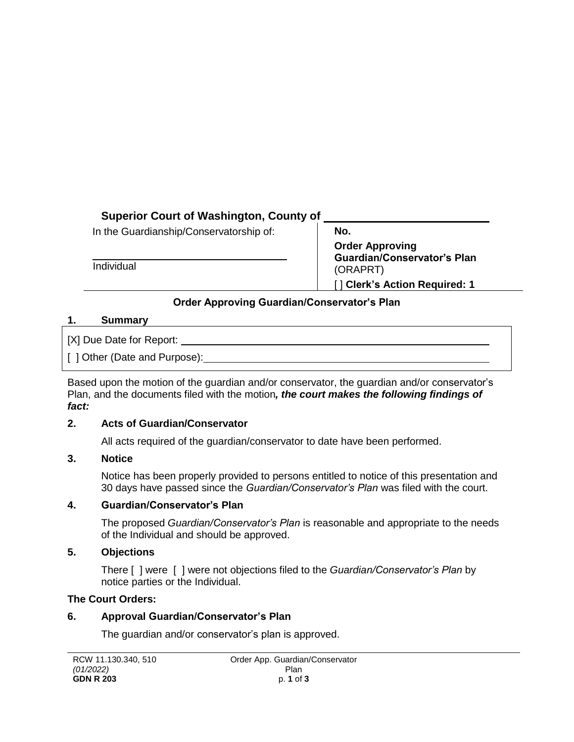**Superior Court of Washington, County of** ____________________

| In the Guardianship/Conservatorship of: | **No.** |
|---|---|
| ______________________________ | **Order Approving Guardian/Conservator's Plan** (ORAPRT) |
| Individual | [ ] **Clerk's Action Required: 1** |

## Order Approving Guardian/Conservator's Plan

**1. Summary**

[X] Due Date for Report: ______________________________

[ ] Other (Date and Purpose): ______________________________

Based upon the motion of the guardian and/or conservator, the guardian and/or conservator's Plan, and the documents filed with the motion***, the court makes the following findings of fact:***

**2. Acts of Guardian/Conservator**

All acts required of the guardian/conservator to date have been performed.

**3. Notice**

Notice has been properly provided to persons entitled to notice of this presentation and 30 days have passed since the *Guardian/Conservator's Plan* was filed with the court.

**4. Guardian/Conservator's Plan**

The proposed *Guardian/Conservator's Plan* is reasonable and appropriate to the needs of the Individual and should be approved.

**5. Objections**

There [ ] were [ ] were not objections filed to the *Guardian/Conservator's Plan* by notice parties or the Individual.

**The Court Orders:**

**6. Approval Guardian/Conservator's Plan**

The guardian and/or conservator's plan is approved.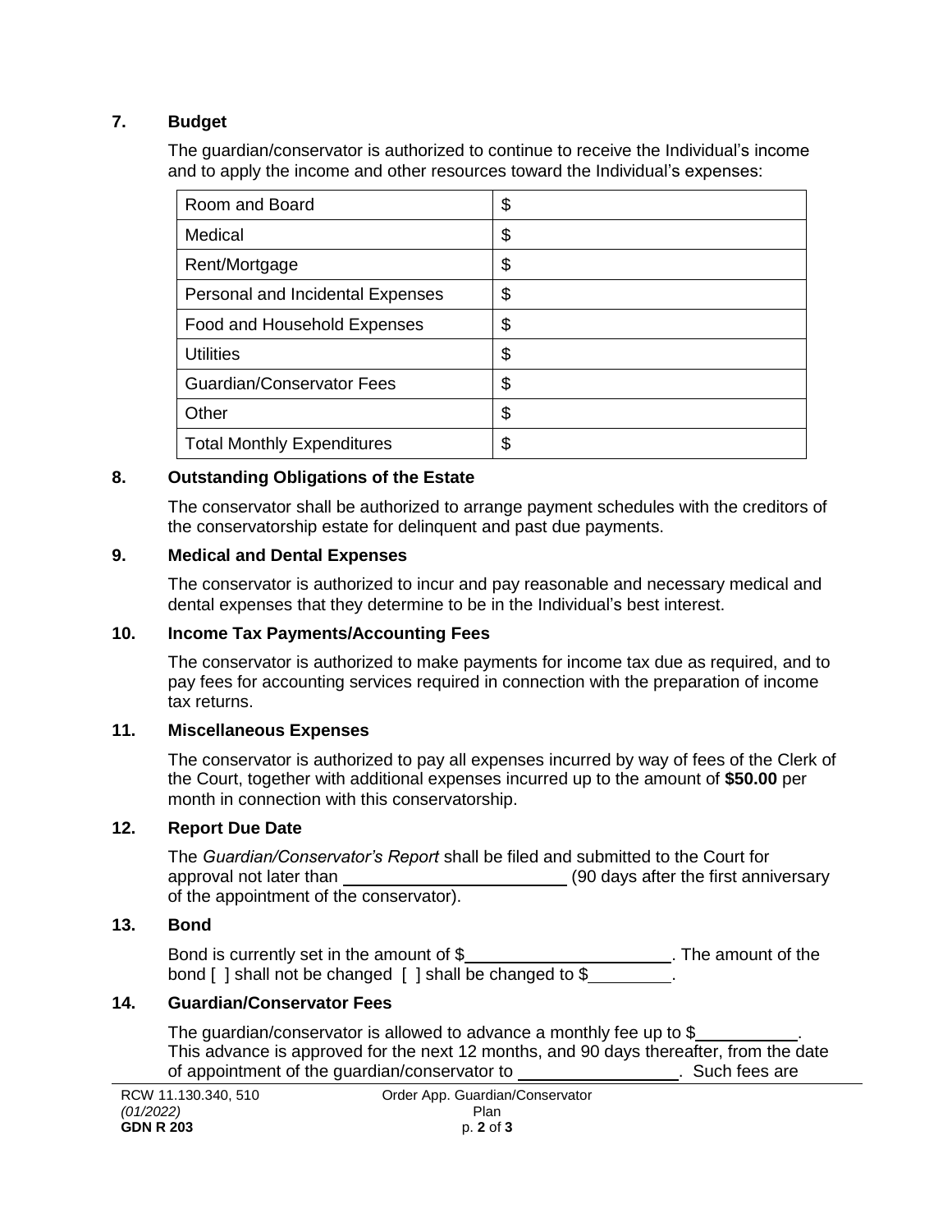## 7. Budget

The guardian/conservator is authorized to continue to receive the Individual's income and to apply the income and other resources toward the Individual's expenses:

| | |
|---|---|
| Room and Board | $ |
| Medical | $ |
| Rent/Mortgage | $ |
| Personal and Incidental Expenses | $ |
| Food and Household Expenses | $ |
| Utilities | $ |
| Guardian/Conservator Fees | $ |
| Other | $ |
| Total Monthly Expenditures | $ |

## 8. Outstanding Obligations of the Estate

The conservator shall be authorized to arrange payment schedules with the creditors of the conservatorship estate for delinquent and past due payments.

## 9. Medical and Dental Expenses

The conservator is authorized to incur and pay reasonable and necessary medical and dental expenses that they determine to be in the Individual's best interest.

## 10. Income Tax Payments/Accounting Fees

The conservator is authorized to make payments for income tax due as required, and to pay fees for accounting services required in connection with the preparation of income tax returns.

## 11. Miscellaneous Expenses

The conservator is authorized to pay all expenses incurred by way of fees of the Clerk of the Court, together with additional expenses incurred up to the amount of **$50.00** per month in connection with this conservatorship.

## 12. Report Due Date

The *Guardian/Conservator's Report* shall be filed and submitted to the Court for approval not later than \_\_\_\_\_\_\_\_\_\_\_\_\_\_\_\_\_\_\_\_\_\_\_\_ (90 days after the first anniversary of the appointment of the conservator).

## 13. Bond

Bond is currently set in the amount of $\_\_\_\_\_\_\_\_\_\_\_\_\_\_\_\_\_\_\_\_\_\_. The amount of the bond [ ] shall not be changed [ ] shall be changed to $\_\_\_\_\_\_\_\_\_.

## 14. Guardian/Conservator Fees

The guardian/conservator is allowed to advance a monthly fee up to $\_\_\_\_\_\_\_\_\_\_\_. This advance is approved for the next 12 months, and 90 days thereafter, from the date of appointment of the guardian/conservator to \_\_\_\_\_\_\_\_\_\_\_\_\_\_\_\_\_\_. Such fees are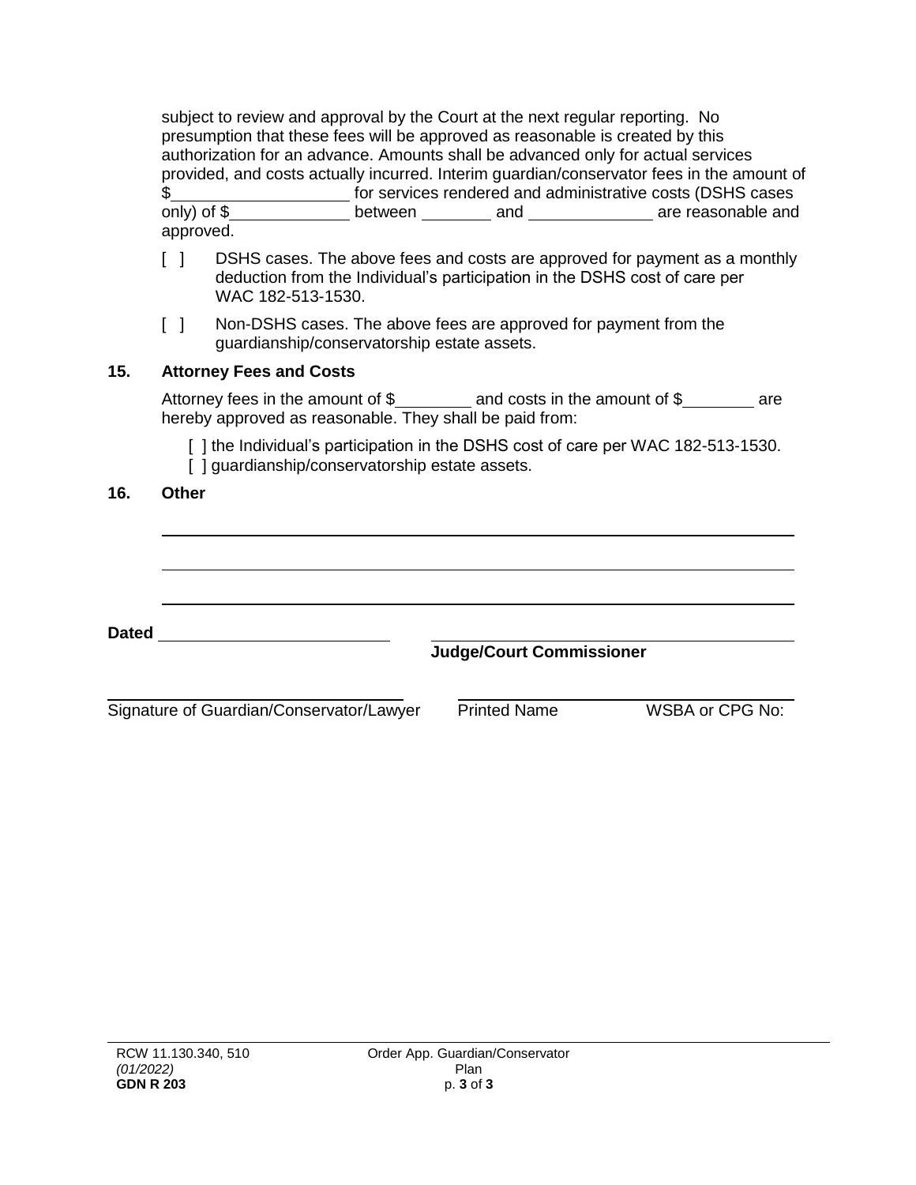subject to review and approval by the Court at the next regular reporting. No presumption that these fees will be approved as reasonable is created by this authorization for an advance. Amounts shall be advanced only for actual services provided, and costs actually incurred. Interim guardian/conservator fees in the amount of $____________________ for services rendered and administrative costs (DSHS cases only) of $______________ between ________ and ______________ are reasonable and approved.

[ ] DSHS cases. The above fees and costs are approved for payment as a monthly deduction from the Individual's participation in the DSHS cost of care per WAC 182-513-1530.

[ ] Non-DSHS cases. The above fees are approved for payment from the guardianship/conservatorship estate assets.

**15. Attorney Fees and Costs**

Attorney fees in the amount of $________ and costs in the amount of $________ are hereby approved as reasonable. They shall be paid from:

[ ] the Individual's participation in the DSHS cost of care per WAC 182-513-1530.
[ ] guardianship/conservatorship estate assets.

**16. Other**

________________________________________________________________

________________________________________________________________

________________________________________________________________

**Dated** ____________________________ ________________________________________
**Judge/Court Commissioner**

________________________________________ ________________________________________
Signature of Guardian/Conservator/Lawyer Printed Name WSBA or CPG No:

RCW 11.130.340, 510
*(01/2022)*
**GDN R 203**

Order App. Guardian/Conservator Plan